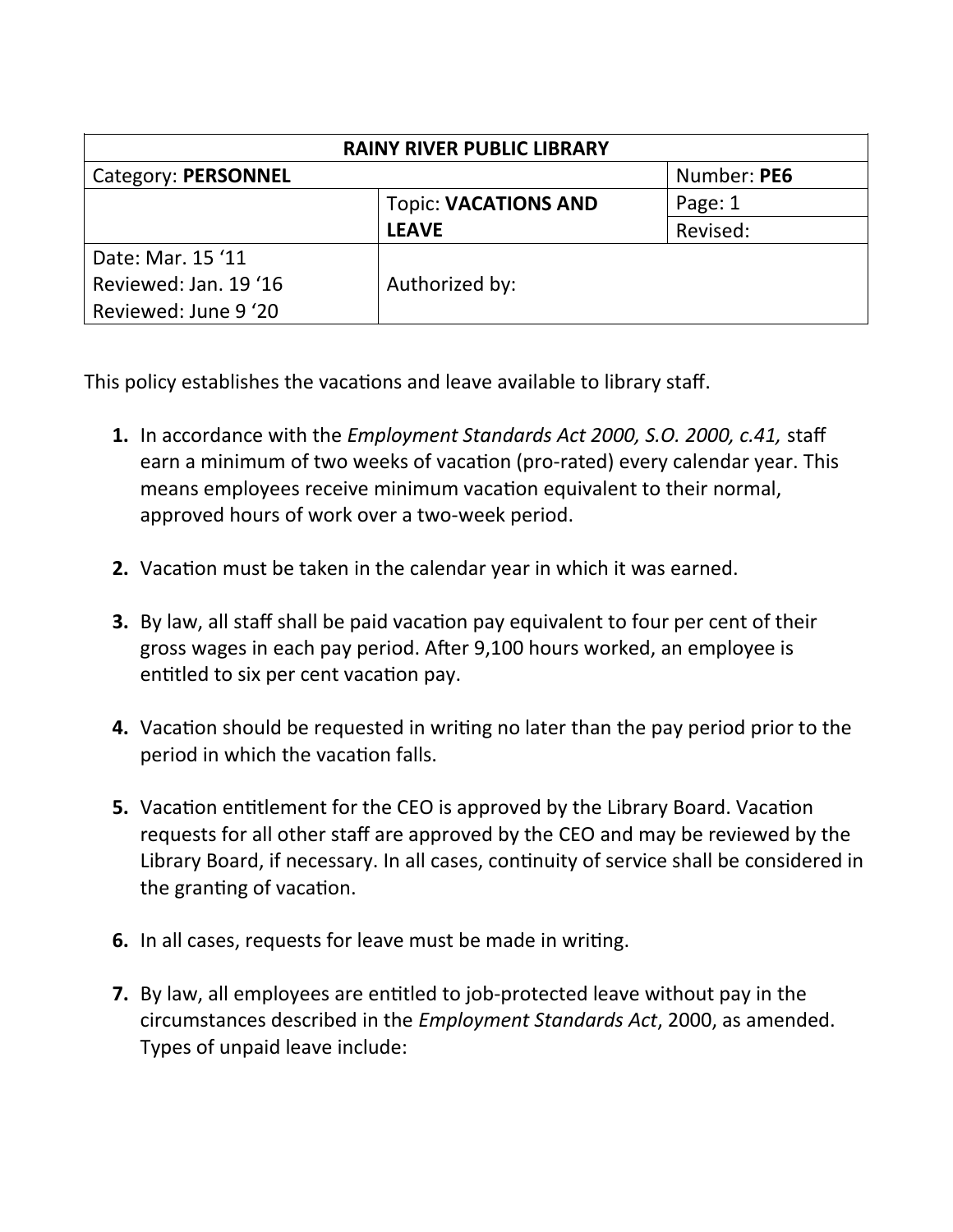| RAINY RIVER PUBLIC LIBRARY | | |
|---|---|---|
| Category: **PERSONNEL** | | Number: **PE6** |
| | Topic: **VACATIONS AND LEAVE** | Page: 1 |
| | | Revised: |
| Date: Mar. 15 '11<br>Reviewed: Jan. 19 '16<br>Reviewed: June 9 '20 | Authorized by: | |

This policy establishes the vacations and leave available to library staff.

1. In accordance with the *Employment Standards Act 2000, S.O. 2000, c.41,* staff earn a minimum of two weeks of vacation (pro-rated) every calendar year. This means employees receive minimum vacation equivalent to their normal, approved hours of work over a two-week period.

2. Vacation must be taken in the calendar year in which it was earned.

3. By law, all staff shall be paid vacation pay equivalent to four per cent of their gross wages in each pay period. After 9,100 hours worked, an employee is entitled to six per cent vacation pay.

4. Vacation should be requested in writing no later than the pay period prior to the period in which the vacation falls.

5. Vacation entitlement for the CEO is approved by the Library Board. Vacation requests for all other staff are approved by the CEO and may be reviewed by the Library Board, if necessary. In all cases, continuity of service shall be considered in the granting of vacation.

6. In all cases, requests for leave must be made in writing.

7. By law, all employees are entitled to job-protected leave without pay in the circumstances described in the *Employment Standards Act*, 2000, as amended. Types of unpaid leave include: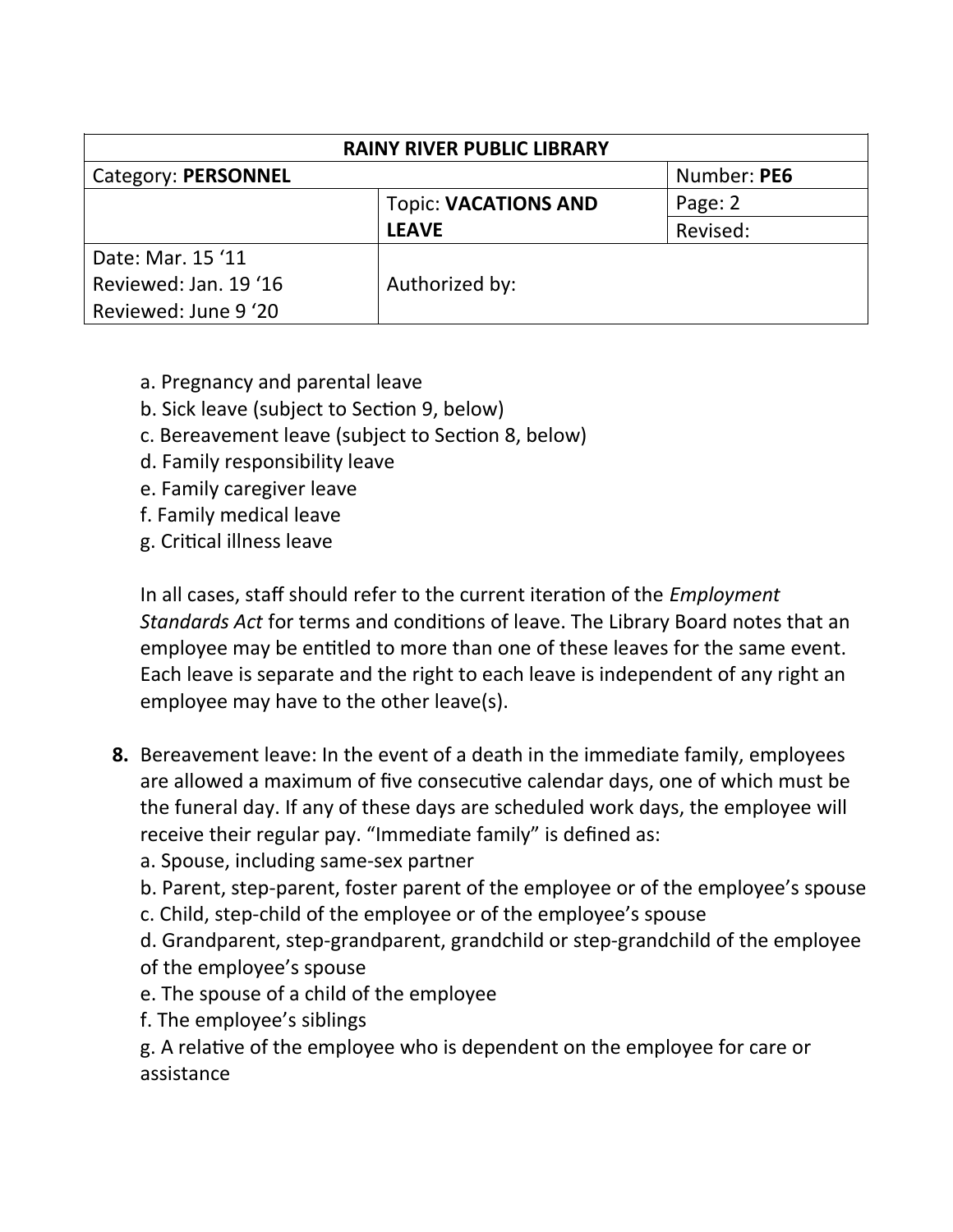| RAINY RIVER PUBLIC LIBRARY | | |
|---|---|---|
| Category: **PERSONNEL** | | Number: **PE6** |
| | Topic: **VACATIONS AND LEAVE** | Page: 2 |
| | | Revised: |
| Date: Mar. 15 '11<br>Reviewed: Jan. 19 '16<br>Reviewed: June 9 '20 | Authorized by: | |

a. Pregnancy and parental leave
b. Sick leave (subject to Section 9, below)
c. Bereavement leave (subject to Section 8, below)
d. Family responsibility leave
e. Family caregiver leave
f. Family medical leave
g. Critical illness leave

In all cases, staff should refer to the current iteration of the *Employment Standards Act* for terms and conditions of leave. The Library Board notes that an employee may be entitled to more than one of these leaves for the same event. Each leave is separate and the right to each leave is independent of any right an employee may have to the other leave(s).

**8.** Bereavement leave: In the event of a death in the immediate family, employees are allowed a maximum of five consecutive calendar days, one of which must be the funeral day. If any of these days are scheduled work days, the employee will receive their regular pay. "Immediate family" is defined as:
a. Spouse, including same-sex partner
b. Parent, step-parent, foster parent of the employee or of the employee's spouse
c. Child, step-child of the employee or of the employee's spouse
d. Grandparent, step-grandparent, grandchild or step-grandchild of the employee of the employee's spouse
e. The spouse of a child of the employee
f. The employee's siblings
g. A relative of the employee who is dependent on the employee for care or assistance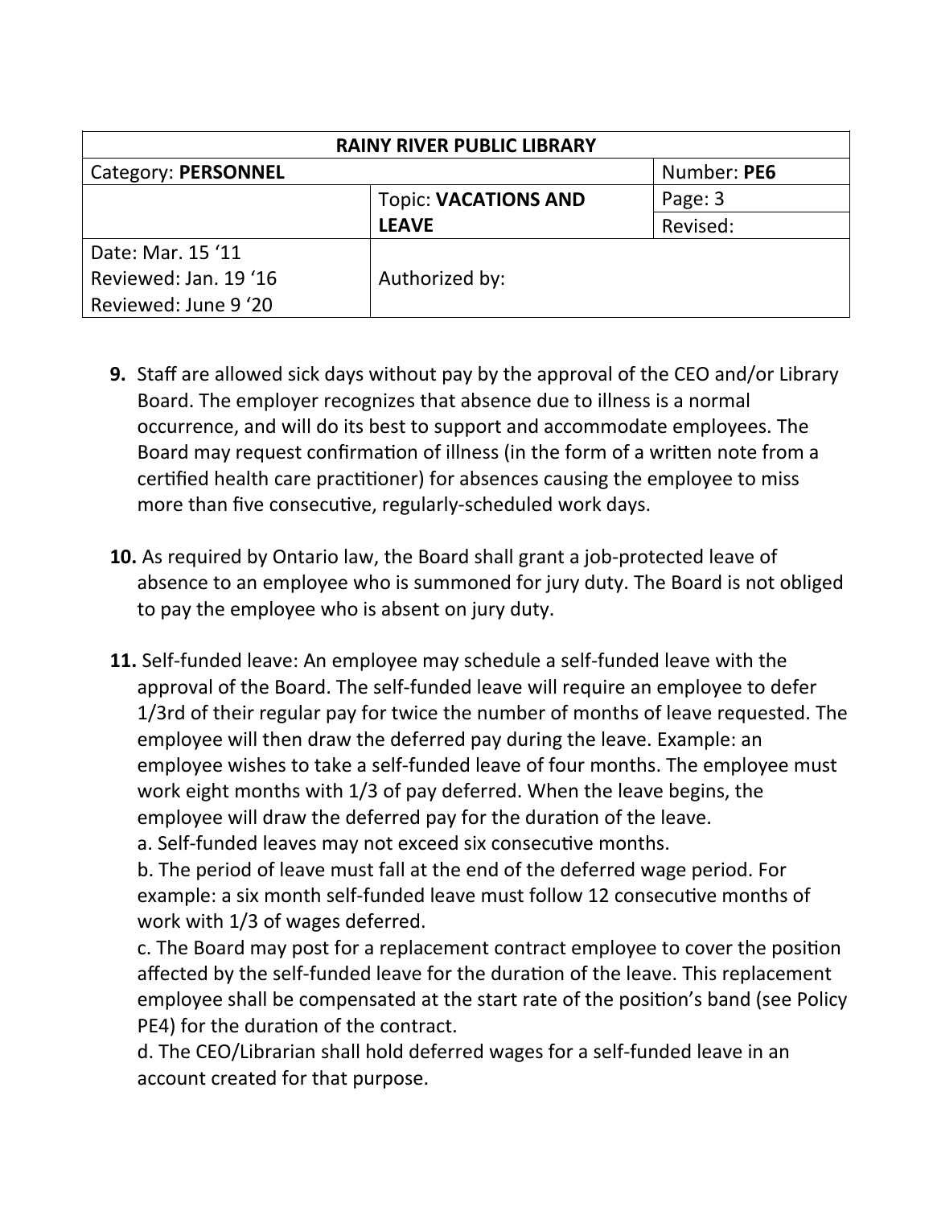| RAINY RIVER PUBLIC LIBRARY | | |
|---|---|---|
| Category: **PERSONNEL** | | Number: **PE6** |
| | Topic: **VACATIONS AND LEAVE** | Page: 3 |
| | | Revised: |
| Date: Mar. 15 '11<br>Reviewed: Jan. 19 '16<br>Reviewed: June 9 '20 | Authorized by: | |

**9.** Staff are allowed sick days without pay by the approval of the CEO and/or Library Board. The employer recognizes that absence due to illness is a normal occurrence, and will do its best to support and accommodate employees. The Board may request confirmation of illness (in the form of a written note from a certified health care practitioner) for absences causing the employee to miss more than five consecutive, regularly-scheduled work days.

**10.** As required by Ontario law, the Board shall grant a job-protected leave of absence to an employee who is summoned for jury duty. The Board is not obliged to pay the employee who is absent on jury duty.

**11.** Self-funded leave: An employee may schedule a self-funded leave with the approval of the Board. The self-funded leave will require an employee to defer 1/3rd of their regular pay for twice the number of months of leave requested. The employee will then draw the deferred pay during the leave. Example: an employee wishes to take a self-funded leave of four months. The employee must work eight months with 1/3 of pay deferred. When the leave begins, the employee will draw the deferred pay for the duration of the leave.

a. Self-funded leaves may not exceed six consecutive months.

b. The period of leave must fall at the end of the deferred wage period. For example: a six month self-funded leave must follow 12 consecutive months of work with 1/3 of wages deferred.

c. The Board may post for a replacement contract employee to cover the position affected by the self-funded leave for the duration of the leave. This replacement employee shall be compensated at the start rate of the position's band (see Policy PE4) for the duration of the contract.

d. The CEO/Librarian shall hold deferred wages for a self-funded leave in an account created for that purpose.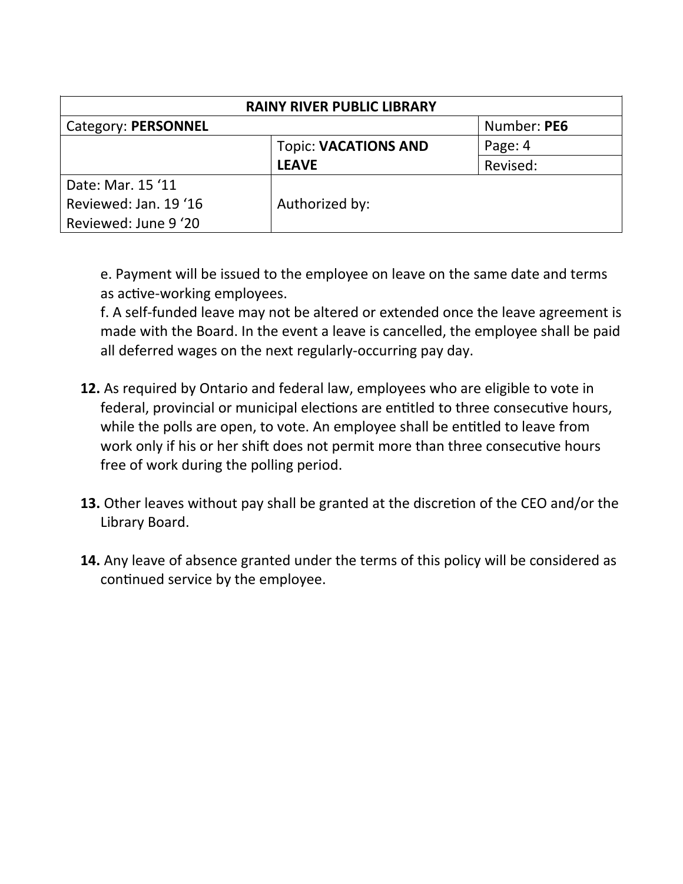e. Payment will be issued to the employee on leave on the same date and terms as active-working employees.
f. A self-funded leave may not be altered or extended once the leave agreement is made with the Board. In the event a leave is cancelled, the employee shall be paid all deferred wages on the next regularly-occurring pay day.

**12.** As required by Ontario and federal law, employees who are eligible to vote in federal, provincial or municipal elections are entitled to three consecutive hours, while the polls are open, to vote. An employee shall be entitled to leave from work only if his or her shift does not permit more than three consecutive hours free of work during the polling period.

**13.** Other leaves without pay shall be granted at the discretion of the CEO and/or the Library Board.

**14.** Any leave of absence granted under the terms of this policy will be considered as continued service by the employee.